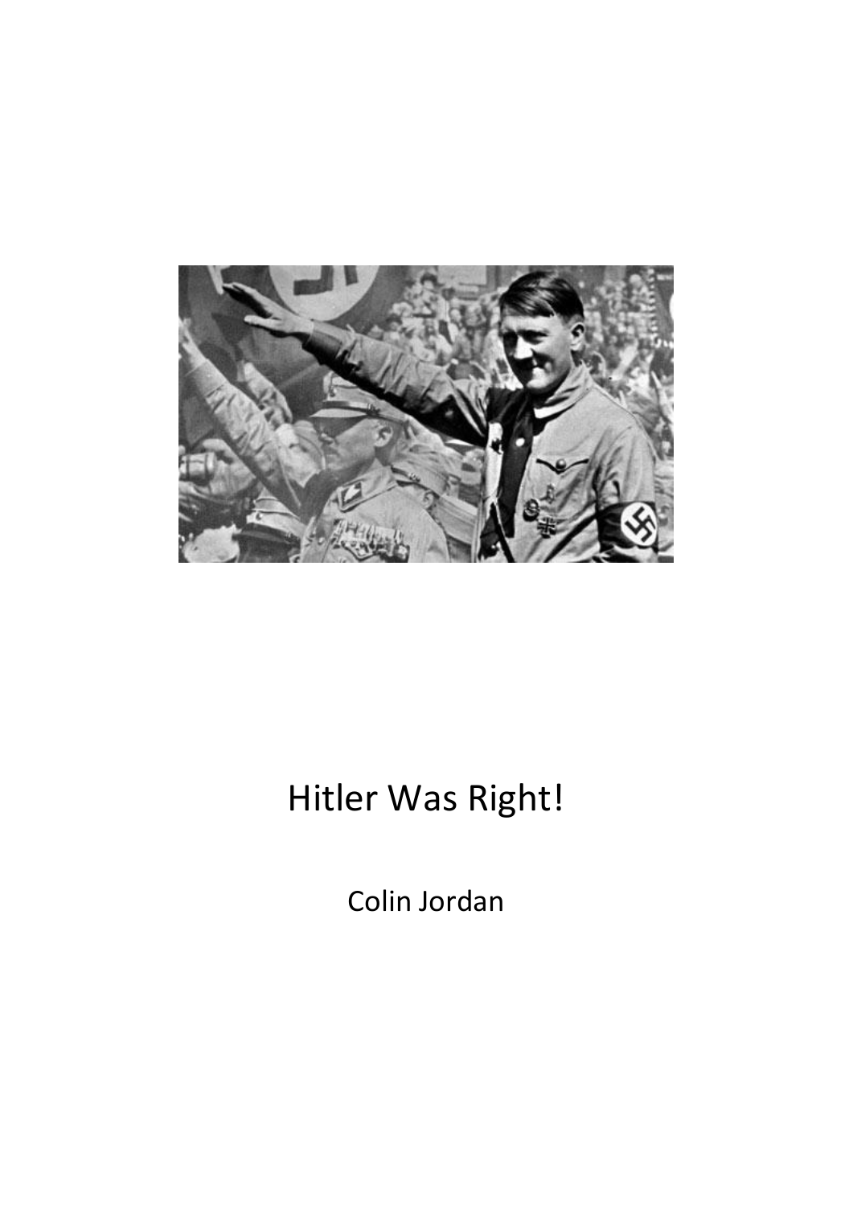# Hitler Was Right!

Colin Jordan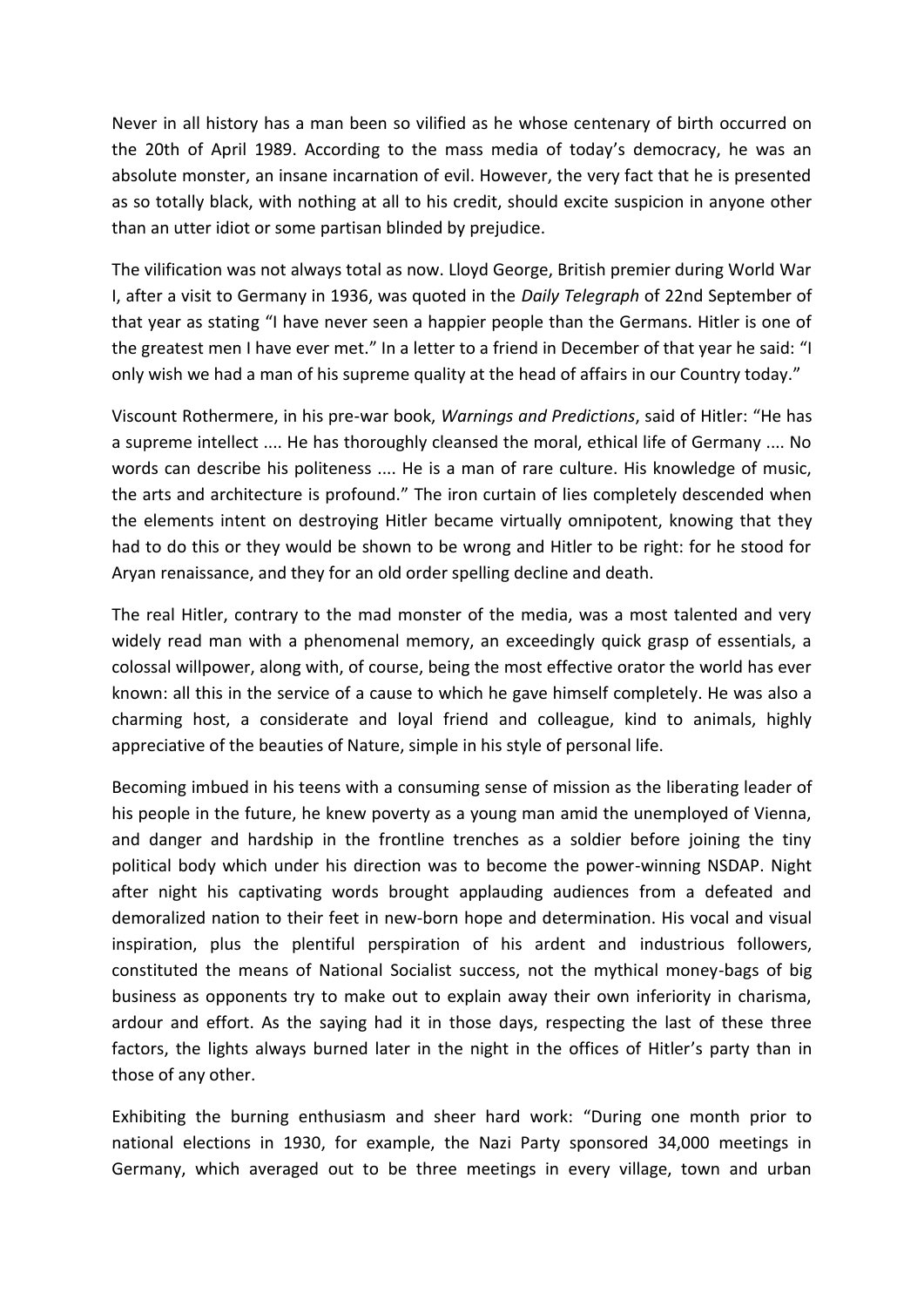Never in all history has a man been so vilified as he whose centenary of birth occurred on the 20th of April 1989. According to the mass media of today's democracy, he was an absolute monster, an insane incarnation of evil. However, the very fact that he is presented as so totally black, with nothing at all to his credit, should excite suspicion in anyone other than an utter idiot or some partisan blinded by prejudice.

The vilification was not always total as now. Lloyd George, British premier during World War I, after a visit to Germany in 1936, was quoted in the *Daily Telegraph* of 22nd September of that year as stating "I have never seen a happier people than the Germans. Hitler is one of the greatest men I have ever met." In a letter to a friend in December of that year he said: "I only wish we had a man of his supreme quality at the head of affairs in our Country today."

Viscount Rothermere, in his pre-war book, *Warnings and Predictions*, said of Hitler: "He has a supreme intellect .... He has thoroughly cleansed the moral, ethical life of Germany .... No words can describe his politeness .... He is a man of rare culture. His knowledge of music, the arts and architecture is profound." The iron curtain of lies completely descended when the elements intent on destroying Hitler became virtually omnipotent, knowing that they had to do this or they would be shown to be wrong and Hitler to be right: for he stood for Aryan renaissance, and they for an old order spelling decline and death.

The real Hitler, contrary to the mad monster of the media, was a most talented and very widely read man with a phenomenal memory, an exceedingly quick grasp of essentials, a colossal willpower, along with, of course, being the most effective orator the world has ever known: all this in the service of a cause to which he gave himself completely. He was also a charming host, a considerate and loyal friend and colleague, kind to animals, highly appreciative of the beauties of Nature, simple in his style of personal life.

Becoming imbued in his teens with a consuming sense of mission as the liberating leader of his people in the future, he knew poverty as a young man amid the unemployed of Vienna, and danger and hardship in the frontline trenches as a soldier before joining the tiny political body which under his direction was to become the power-winning NSDAP. Night after night his captivating words brought applauding audiences from a defeated and demoralized nation to their feet in new-born hope and determination. His vocal and visual inspiration, plus the plentiful perspiration of his ardent and industrious followers, constituted the means of National Socialist success, not the mythical money-bags of big business as opponents try to make out to explain away their own inferiority in charisma, ardour and effort. As the saying had it in those days, respecting the last of these three factors, the lights always burned later in the night in the offices of Hitler's party than in those of any other.

Exhibiting the burning enthusiasm and sheer hard work: "During one month prior to national elections in 1930, for example, the Nazi Party sponsored 34,000 meetings in Germany, which averaged out to be three meetings in every village, town and urban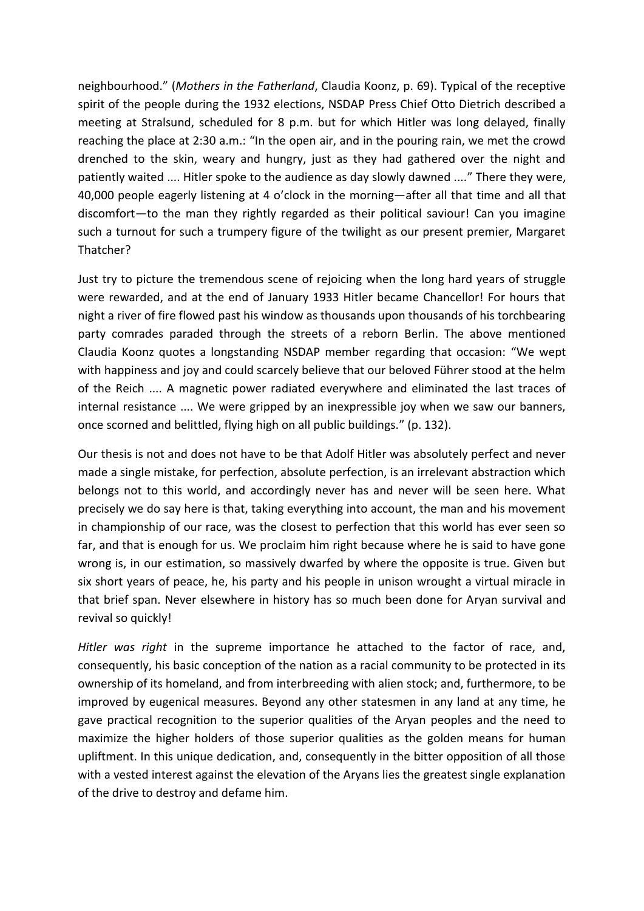neighbourhood." (*Mothers in the Fatherland*, Claudia Koonz, p. 69). Typical of the receptive spirit of the people during the 1932 elections, NSDAP Press Chief Otto Dietrich described a meeting at Stralsund, scheduled for 8 p.m. but for which Hitler was long delayed, finally reaching the place at 2:30 a.m.: "In the open air, and in the pouring rain, we met the crowd drenched to the skin, weary and hungry, just as they had gathered over the night and patiently waited .... Hitler spoke to the audience as day slowly dawned ...." There they were, 40,000 people eagerly listening at 4 o'clock in the morning—after all that time and all that discomfort—to the man they rightly regarded as their political saviour! Can you imagine such a turnout for such a trumpery figure of the twilight as our present premier, Margaret Thatcher?

Just try to picture the tremendous scene of rejoicing when the long hard years of struggle were rewarded, and at the end of January 1933 Hitler became Chancellor! For hours that night a river of fire flowed past his window as thousands upon thousands of his torchbearing party comrades paraded through the streets of a reborn Berlin. The above mentioned Claudia Koonz quotes a longstanding NSDAP member regarding that occasion: "We wept with happiness and joy and could scarcely believe that our beloved Führer stood at the helm of the Reich .... A magnetic power radiated everywhere and eliminated the last traces of internal resistance .... We were gripped by an inexpressible joy when we saw our banners, once scorned and belittled, flying high on all public buildings." (p. 132).

Our thesis is not and does not have to be that Adolf Hitler was absolutely perfect and never made a single mistake, for perfection, absolute perfection, is an irrelevant abstraction which belongs not to this world, and accordingly never has and never will be seen here. What precisely we do say here is that, taking everything into account, the man and his movement in championship of our race, was the closest to perfection that this world has ever seen so far, and that is enough for us. We proclaim him right because where he is said to have gone wrong is, in our estimation, so massively dwarfed by where the opposite is true. Given but six short years of peace, he, his party and his people in unison wrought a virtual miracle in that brief span. Never elsewhere in history has so much been done for Aryan survival and revival so quickly!

*Hitler was right* in the supreme importance he attached to the factor of race, and, consequently, his basic conception of the nation as a racial community to be protected in its ownership of its homeland, and from interbreeding with alien stock; and, furthermore, to be improved by eugenical measures. Beyond any other statesmen in any land at any time, he gave practical recognition to the superior qualities of the Aryan peoples and the need to maximize the higher holders of those superior qualities as the golden means for human upliftment. In this unique dedication, and, consequently in the bitter opposition of all those with a vested interest against the elevation of the Aryans lies the greatest single explanation of the drive to destroy and defame him.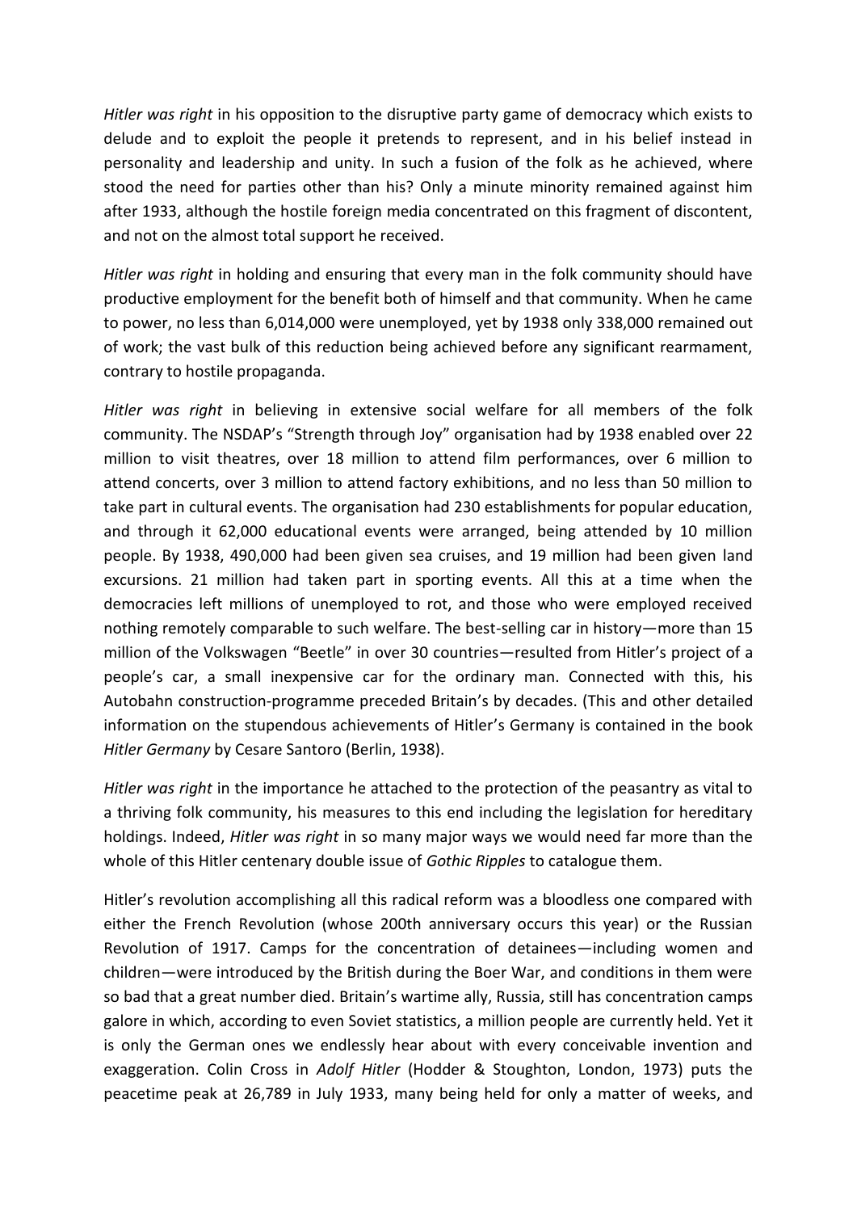*Hitler was right* in his opposition to the disruptive party game of democracy which exists to delude and to exploit the people it pretends to represent, and in his belief instead in personality and leadership and unity. In such a fusion of the folk as he achieved, where stood the need for parties other than his? Only a minute minority remained against him after 1933, although the hostile foreign media concentrated on this fragment of discontent, and not on the almost total support he received.

*Hitler was right* in holding and ensuring that every man in the folk community should have productive employment for the benefit both of himself and that community. When he came to power, no less than 6,014,000 were unemployed, yet by 1938 only 338,000 remained out of work; the vast bulk of this reduction being achieved before any significant rearmament, contrary to hostile propaganda.

*Hitler was right* in believing in extensive social welfare for all members of the folk community. The NSDAP's "Strength through Joy" organisation had by 1938 enabled over 22 million to visit theatres, over 18 million to attend film performances, over 6 million to attend concerts, over 3 million to attend factory exhibitions, and no less than 50 million to take part in cultural events. The organisation had 230 establishments for popular education, and through it 62,000 educational events were arranged, being attended by 10 million people. By 1938, 490,000 had been given sea cruises, and 19 million had been given land excursions. 21 million had taken part in sporting events. All this at a time when the democracies left millions of unemployed to rot, and those who were employed received nothing remotely comparable to such welfare. The best-selling car in history—more than 15 million of the Volkswagen "Beetle" in over 30 countries—resulted from Hitler's project of a people's car, a small inexpensive car for the ordinary man. Connected with this, his Autobahn construction-programme preceded Britain's by decades. (This and other detailed information on the stupendous achievements of Hitler's Germany is contained in the book *Hitler Germany* by Cesare Santoro (Berlin, 1938).

*Hitler was right* in the importance he attached to the protection of the peasantry as vital to a thriving folk community, his measures to this end including the legislation for hereditary holdings. Indeed, *Hitler was right* in so many major ways we would need far more than the whole of this Hitler centenary double issue of *Gothic Ripples* to catalogue them.

Hitler's revolution accomplishing all this radical reform was a bloodless one compared with either the French Revolution (whose 200th anniversary occurs this year) or the Russian Revolution of 1917. Camps for the concentration of detainees—including women and children—were introduced by the British during the Boer War, and conditions in them were so bad that a great number died. Britain's wartime ally, Russia, still has concentration camps galore in which, according to even Soviet statistics, a million people are currently held. Yet it is only the German ones we endlessly hear about with every conceivable invention and exaggeration. Colin Cross in *Adolf Hitler* (Hodder & Stoughton, London, 1973) puts the peacetime peak at 26,789 in July 1933, many being held for only a matter of weeks, and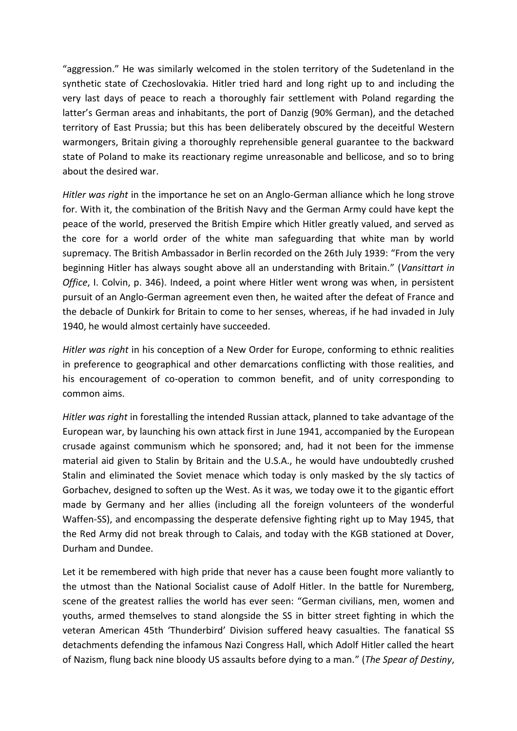"aggression." He was similarly welcomed in the stolen territory of the Sudetenland in the synthetic state of Czechoslovakia. Hitler tried hard and long right up to and including the very last days of peace to reach a thoroughly fair settlement with Poland regarding the latter's German areas and inhabitants, the port of Danzig (90% German), and the detached territory of East Prussia; but this has been deliberately obscured by the deceitful Western warmongers, Britain giving a thoroughly reprehensible general guarantee to the backward state of Poland to make its reactionary regime unreasonable and bellicose, and so to bring about the desired war.

*Hitler was right* in the importance he set on an Anglo-German alliance which he long strove for. With it, the combination of the British Navy and the German Army could have kept the peace of the world, preserved the British Empire which Hitler greatly valued, and served as the core for a world order of the white man safeguarding that white man by world supremacy. The British Ambassador in Berlin recorded on the 26th July 1939: "From the very beginning Hitler has always sought above all an understanding with Britain." (*Vansittart in Office*, I. Colvin, p. 346). Indeed, a point where Hitler went wrong was when, in persistent pursuit of an Anglo-German agreement even then, he waited after the defeat of France and the debacle of Dunkirk for Britain to come to her senses, whereas, if he had invaded in July 1940, he would almost certainly have succeeded.

*Hitler was right* in his conception of a New Order for Europe, conforming to ethnic realities in preference to geographical and other demarcations conflicting with those realities, and his encouragement of co-operation to common benefit, and of unity corresponding to common aims.

*Hitler was right* in forestalling the intended Russian attack, planned to take advantage of the European war, by launching his own attack first in June 1941, accompanied by the European crusade against communism which he sponsored; and, had it not been for the immense material aid given to Stalin by Britain and the U.S.A., he would have undoubtedly crushed Stalin and eliminated the Soviet menace which today is only masked by the sly tactics of Gorbachev, designed to soften up the West. As it was, we today owe it to the gigantic effort made by Germany and her allies (including all the foreign volunteers of the wonderful Waffen-SS), and encompassing the desperate defensive fighting right up to May 1945, that the Red Army did not break through to Calais, and today with the KGB stationed at Dover, Durham and Dundee.

Let it be remembered with high pride that never has a cause been fought more valiantly to the utmost than the National Socialist cause of Adolf Hitler. In the battle for Nuremberg, scene of the greatest rallies the world has ever seen: "German civilians, men, women and youths, armed themselves to stand alongside the SS in bitter street fighting in which the veteran American 45th 'Thunderbird' Division suffered heavy casualties. The fanatical SS detachments defending the infamous Nazi Congress Hall, which Adolf Hitler called the heart of Nazism, flung back nine bloody US assaults before dying to a man." (*The Spear of Destiny*,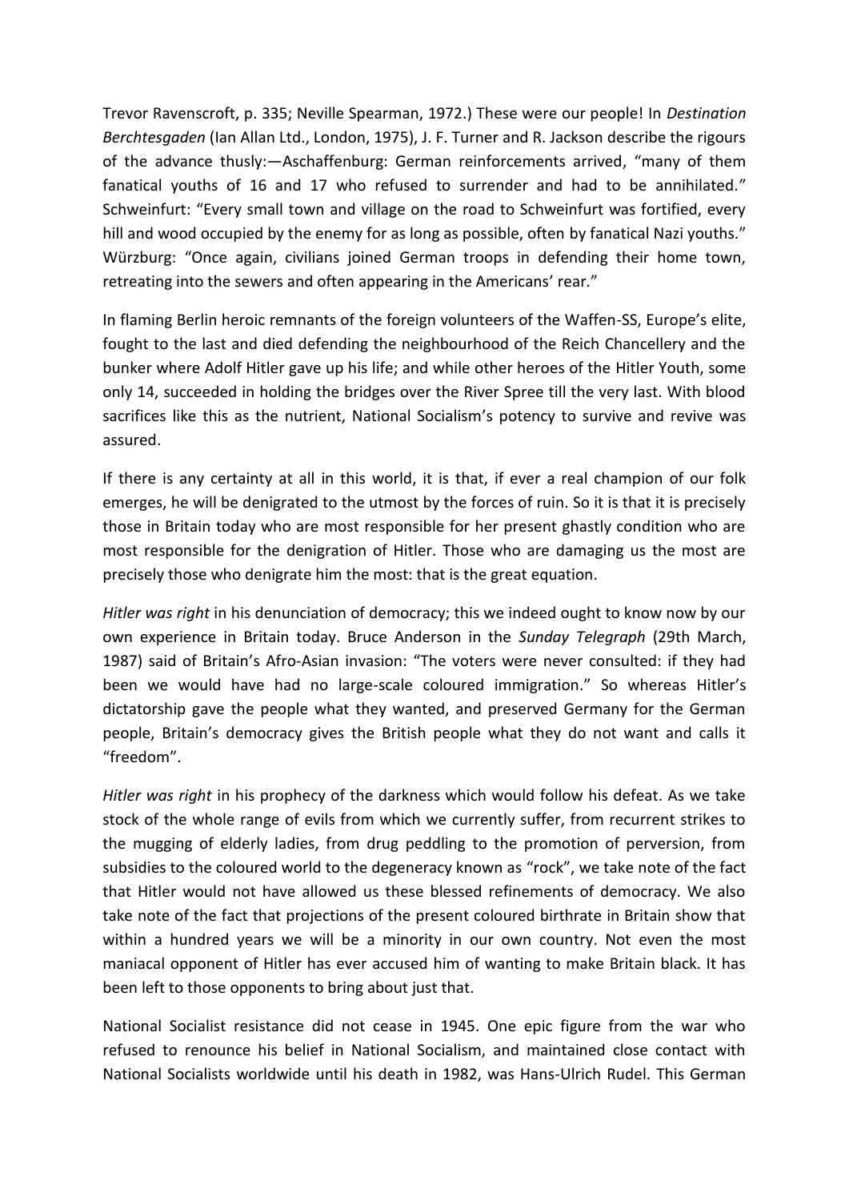Trevor Ravenscroft, p. 335; Neville Spearman, 1972.) These were our people! In *Destination Berchtesgaden* (Ian Allan Ltd., London, 1975), J. F. Turner and R. Jackson describe the rigours of the advance thusly:—Aschaffenburg: German reinforcements arrived, "many of them fanatical youths of 16 and 17 who refused to surrender and had to be annihilated." Schweinfurt: "Every small town and village on the road to Schweinfurt was fortified, every hill and wood occupied by the enemy for as long as possible, often by fanatical Nazi youths." Würzburg: "Once again, civilians joined German troops in defending their home town, retreating into the sewers and often appearing in the Americans' rear."

In flaming Berlin heroic remnants of the foreign volunteers of the Waffen-SS, Europe's elite, fought to the last and died defending the neighbourhood of the Reich Chancellery and the bunker where Adolf Hitler gave up his life; and while other heroes of the Hitler Youth, some only 14, succeeded in holding the bridges over the River Spree till the very last. With blood sacrifices like this as the nutrient, National Socialism's potency to survive and revive was assured.

If there is any certainty at all in this world, it is that, if ever a real champion of our folk emerges, he will be denigrated to the utmost by the forces of ruin. So it is that it is precisely those in Britain today who are most responsible for her present ghastly condition who are most responsible for the denigration of Hitler. Those who are damaging us the most are precisely those who denigrate him the most: that is the great equation.

*Hitler was right* in his denunciation of democracy; this we indeed ought to know now by our own experience in Britain today. Bruce Anderson in the *Sunday Telegraph* (29th March, 1987) said of Britain's Afro-Asian invasion: "The voters were never consulted: if they had been we would have had no large-scale coloured immigration." So whereas Hitler's dictatorship gave the people what they wanted, and preserved Germany for the German people, Britain's democracy gives the British people what they do not want and calls it "freedom".

*Hitler was right* in his prophecy of the darkness which would follow his defeat. As we take stock of the whole range of evils from which we currently suffer, from recurrent strikes to the mugging of elderly ladies, from drug peddling to the promotion of perversion, from subsidies to the coloured world to the degeneracy known as "rock", we take note of the fact that Hitler would not have allowed us these blessed refinements of democracy. We also take note of the fact that projections of the present coloured birthrate in Britain show that within a hundred years we will be a minority in our own country. Not even the most maniacal opponent of Hitler has ever accused him of wanting to make Britain black. It has been left to those opponents to bring about just that.

National Socialist resistance did not cease in 1945. One epic figure from the war who refused to renounce his belief in National Socialism, and maintained close contact with National Socialists worldwide until his death in 1982, was Hans-Ulrich Rudel. This German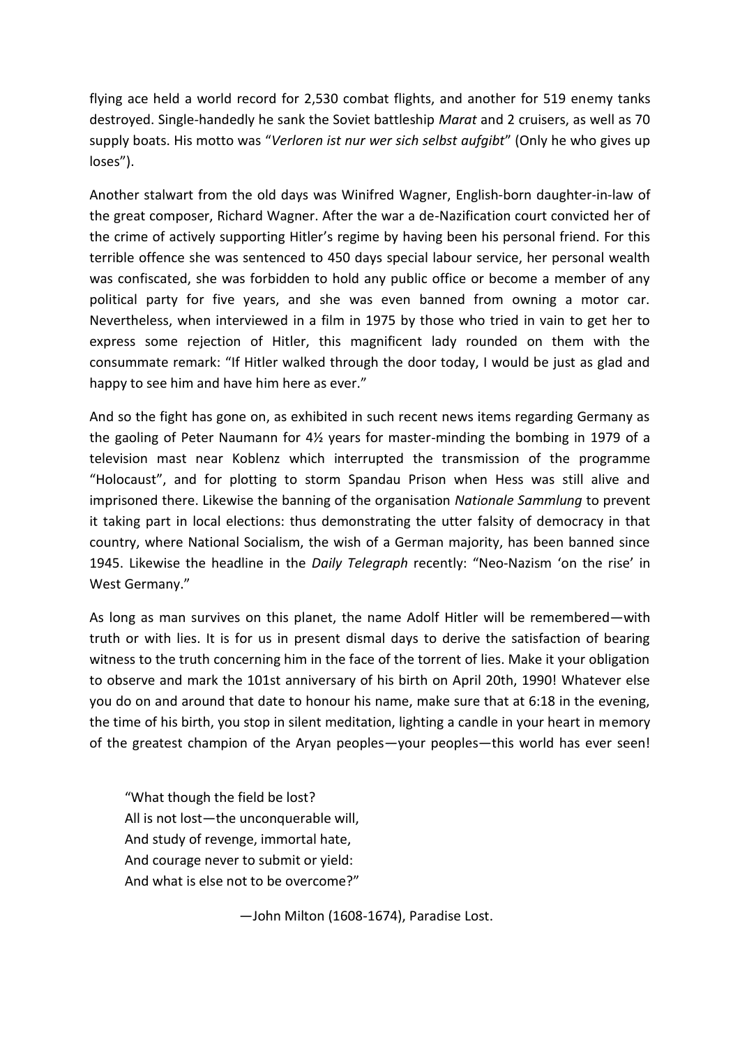flying ace held a world record for 2,530 combat flights, and another for 519 enemy tanks destroyed. Single-handedly he sank the Soviet battleship *Marat* and 2 cruisers, as well as 70 supply boats. His motto was "*Verloren ist nur wer sich selbst aufgibt*" (Only he who gives up loses").

Another stalwart from the old days was Winifred Wagner, English-born daughter-in-law of the great composer, Richard Wagner. After the war a de-Nazification court convicted her of the crime of actively supporting Hitler's regime by having been his personal friend. For this terrible offence she was sentenced to 450 days special labour service, her personal wealth was confiscated, she was forbidden to hold any public office or become a member of any political party for five years, and she was even banned from owning a motor car. Nevertheless, when interviewed in a film in 1975 by those who tried in vain to get her to express some rejection of Hitler, this magnificent lady rounded on them with the consummate remark: "If Hitler walked through the door today, I would be just as glad and happy to see him and have him here as ever."

And so the fight has gone on, as exhibited in such recent news items regarding Germany as the gaoling of Peter Naumann for 4½ years for master-minding the bombing in 1979 of a television mast near Koblenz which interrupted the transmission of the programme "Holocaust", and for plotting to storm Spandau Prison when Hess was still alive and imprisoned there. Likewise the banning of the organisation *Nationale Sammlung* to prevent it taking part in local elections: thus demonstrating the utter falsity of democracy in that country, where National Socialism, the wish of a German majority, has been banned since 1945. Likewise the headline in the *Daily Telegraph* recently: "Neo-Nazism 'on the rise' in West Germany."

As long as man survives on this planet, the name Adolf Hitler will be remembered—with truth or with lies. It is for us in present dismal days to derive the satisfaction of bearing witness to the truth concerning him in the face of the torrent of lies. Make it your obligation to observe and mark the 101st anniversary of his birth on April 20th, 1990! Whatever else you do on and around that date to honour his name, make sure that at 6:18 in the evening, the time of his birth, you stop in silent meditation, lighting a candle in your heart in memory of the greatest champion of the Aryan peoples—your peoples—this world has ever seen!

> "What though the field be lost?
> All is not lost—the unconquerable will,
> And study of revenge, immortal hate,
> And courage never to submit or yield:
> And what is else not to be overcome?"

—John Milton (1608-1674), Paradise Lost.